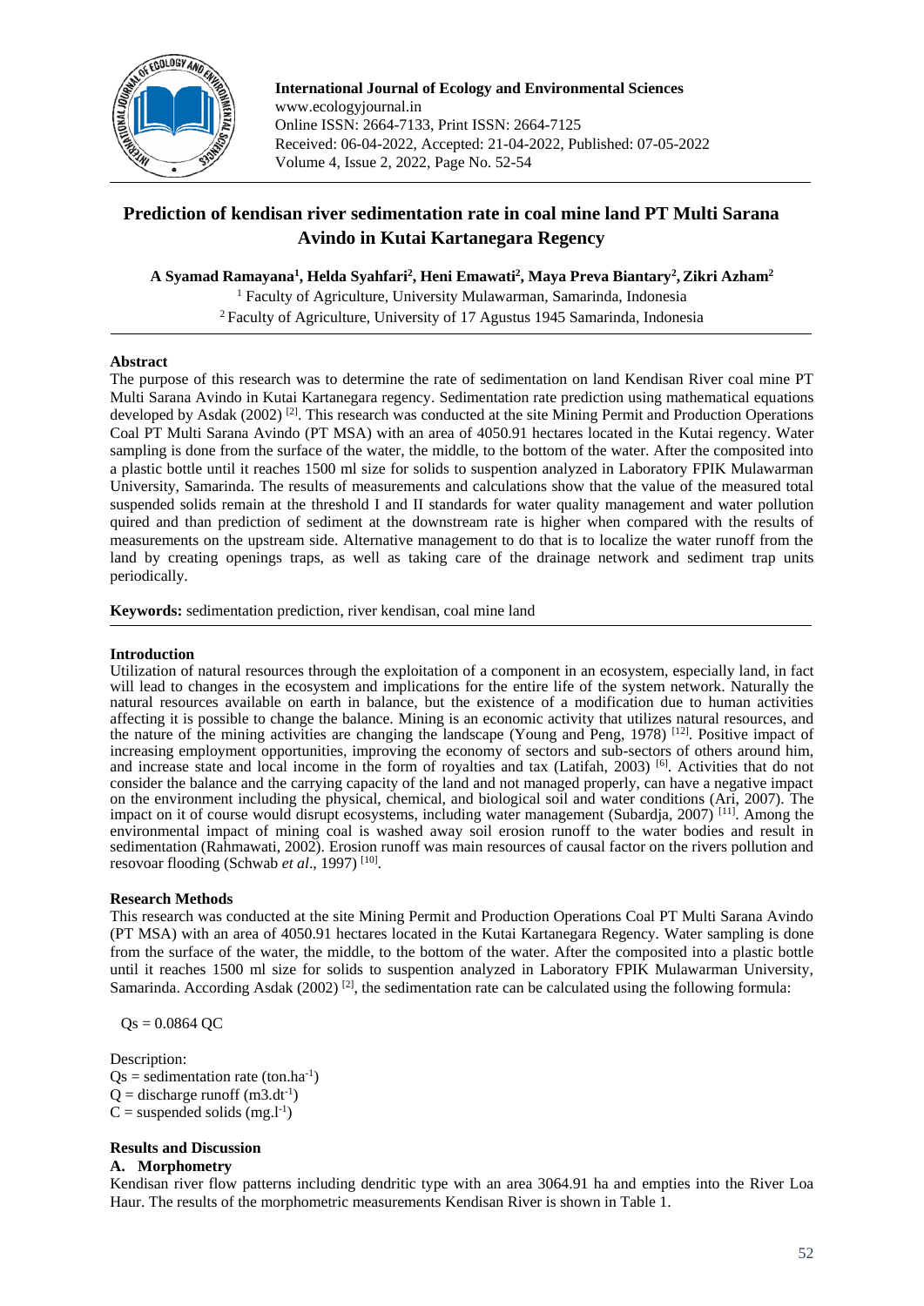# Prediction of kendisan river sedimentation rate in coal mine land PT Multi Sarana Avindo in Kutai Kartanegara Regency

**A Syamad Ramayana[1], Helda Syahfari[2], Heni Emawati[2], Maya Preva Biantary[2], Zikri Azham[2]**

[1] Faculty of Agriculture, University Mulawarman, Samarinda, Indonesia

[2] Faculty of Agriculture, University of 17 Agustus 1945 Samarinda, Indonesia

## Abstract

The purpose of this research was to determine the rate of sedimentation on land Kendisan River coal mine PT Multi Sarana Avindo in Kutai Kartanegara regency. Sedimentation rate prediction using mathematical equations developed by Asdak (2002) [2]. This research was conducted at the site Mining Permit and Production Operations Coal PT Multi Sarana Avindo (PT MSA) with an area of 4050.91 hectares located in the Kutai regency. Water sampling is done from the surface of the water, the middle, to the bottom of the water. After the composited into a plastic bottle until it reaches 1500 ml size for solids to suspention analyzed in Laboratory FPIK Mulawarman University, Samarinda. The results of measurements and calculations show that the value of the measured total suspended solids remain at the threshold I and II standards for water quality management and water pollution quired and than prediction of sediment at the downstream rate is higher when compared with the results of measurements on the upstream side. Alternative management to do that is to localize the water runoff from the land by creating openings traps, as well as taking care of the drainage network and sediment trap units periodically.

**Keywords:** sedimentation prediction, river kendisan, coal mine land

## Introduction

Utilization of natural resources through the exploitation of a component in an ecosystem, especially land, in fact will lead to changes in the ecosystem and implications for the entire life of the system network. Naturally the natural resources available on earth in balance, but the existence of a modification due to human activities affecting it is possible to change the balance. Mining is an economic activity that utilizes natural resources, and the nature of the mining activities are changing the landscape (Young and Peng, 1978) [12]. Positive impact of increasing employment opportunities, improving the economy of sectors and sub-sectors of others around him, and increase state and local income in the form of royalties and tax (Latifah, 2003) [6]. Activities that do not consider the balance and the carrying capacity of the land and not managed properly, can have a negative impact on the environment including the physical, chemical, and biological soil and water conditions (Ari, 2007). The impact on it of course would disrupt ecosystems, including water management (Subardja, 2007) [11]. Among the environmental impact of mining coal is washed away soil erosion runoff to the water bodies and result in sedimentation (Rahmawati, 2002). Erosion runoff was main resources of causal factor on the rivers pollution and resovoar flooding (Schwab *et al*., 1997) [10].

## Research Methods

This research was conducted at the site Mining Permit and Production Operations Coal PT Multi Sarana Avindo (PT MSA) with an area of 4050.91 hectares located in the Kutai Kartanegara Regency. Water sampling is done from the surface of the water, the middle, to the bottom of the water. After the composited into a plastic bottle until it reaches 1500 ml size for solids to suspention analyzed in Laboratory FPIK Mulawarman University, Samarinda. According Asdak (2002) [2], the sedimentation rate can be calculated using the following formula:

$$Qs = 0.0864\ QC$$

Description:

$Qs$ = sedimentation rate ($ton.ha^{-1}$)

$Q$ = discharge runoff ($m3.dt^{-1}$)

$C$ = suspended solids ($mg.l^{-1}$)

## Results and Discussion

### A. Morphometry

Kendisan river flow patterns including dendritic type with an area 3064.91 ha and empties into the River Loa Haur. The results of the morphometric measurements Kendisan River is shown in Table 1.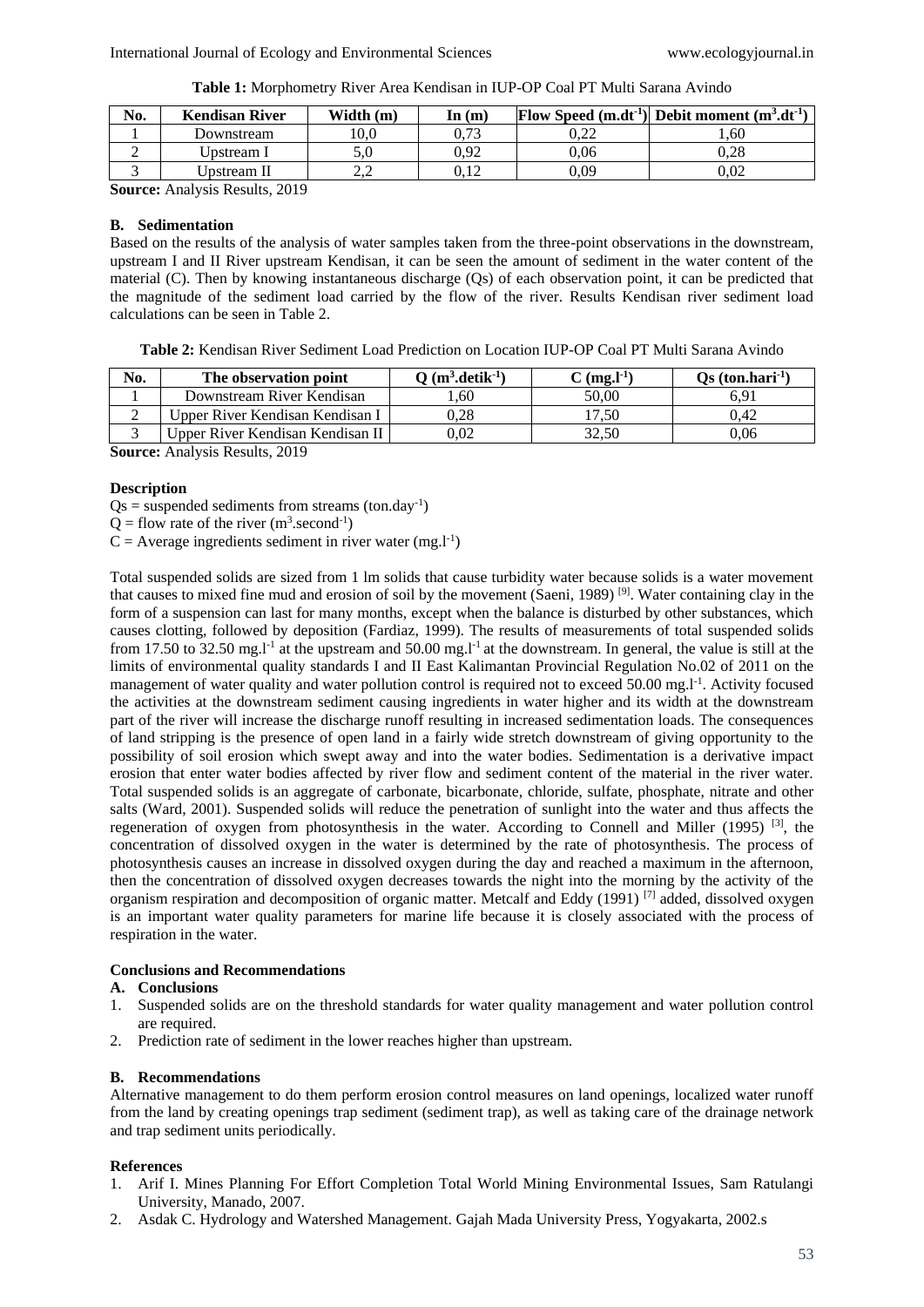**Table 1:** Morphometry River Area Kendisan in IUP-OP Coal PT Multi Sarana Avindo

| No. | Kendisan River | Width (m) | In (m) | Flow Speed ($m.dt^{-1}$) | Debit moment ($m^3.dt^{-1}$) |
|---|---|---|---|---|---|
| 1 | Downstream | 10,0 | 0,73 | 0,22 | 1,60 |
| 2 | Upstream I | 5,0 | 0,92 | 0,06 | 0,28 |
| 3 | Upstream II | 2,2 | 0,12 | 0,09 | 0,02 |

**Source:** Analysis Results, 2019

### B. Sedimentation

Based on the results of the analysis of water samples taken from the three-point observations in the downstream, upstream I and II River upstream Kendisan, it can be seen the amount of sediment in the water content of the material (C). Then by knowing instantaneous discharge (Qs) of each observation point, it can be predicted that the magnitude of the sediment load carried by the flow of the river. Results Kendisan river sediment load calculations can be seen in Table 2.

**Table 2:** Kendisan River Sediment Load Prediction on Location IUP-OP Coal PT Multi Sarana Avindo

| No. | The observation point | Q ($m^3.detik^{-1}$) | C ($mg.l^{-1}$) | Qs ($ton.hari^{-1}$) |
|---|---|---|---|---|
| 1 | Downstream River Kendisan | 1,60 | 50,00 | 6,91 |
| 2 | Upper River Kendisan Kendisan I | 0,28 | 17,50 | 0,42 |
| 3 | Upper River Kendisan Kendisan II | 0,02 | 32,50 | 0,06 |

**Source:** Analysis Results, 2019

**Description**

Qs = suspended sediments from streams ($ton.day^{-1}$)
Q = flow rate of the river ($m^3.second^{-1}$)
C = Average ingredients sediment in river water ($mg.l^{-1}$)

Total suspended solids are sized from 1 lm solids that cause turbidity water because solids is a water movement that causes to mixed fine mud and erosion of soil by the movement (Saeni, 1989) [9]. Water containing clay in the form of a suspension can last for many months, except when the balance is disturbed by other substances, which causes clotting, followed by deposition (Fardiaz, 1999). The results of measurements of total suspended solids from 17.50 to 32.50 $mg.l^{-1}$ at the upstream and 50.00 $mg.l^{-1}$ at the downstream. In general, the value is still at the limits of environmental quality standards I and II East Kalimantan Provincial Regulation No.02 of 2011 on the management of water quality and water pollution control is required not to exceed 50.00 $mg.l^{-1}$. Activity focused the activities at the downstream sediment causing ingredients in water higher and its width at the downstream part of the river will increase the discharge runoff resulting in increased sedimentation loads. The consequences of land stripping is the presence of open land in a fairly wide stretch downstream of giving opportunity to the possibility of soil erosion which swept away and into the water bodies. Sedimentation is a derivative impact erosion that enter water bodies affected by river flow and sediment content of the material in the river water. Total suspended solids is an aggregate of carbonate, bicarbonate, chloride, sulfate, phosphate, nitrate and other salts (Ward, 2001). Suspended solids will reduce the penetration of sunlight into the water and thus affects the regeneration of oxygen from photosynthesis in the water. According to Connell and Miller (1995) [3], the concentration of dissolved oxygen in the water is determined by the rate of photosynthesis. The process of photosynthesis causes an increase in dissolved oxygen during the day and reached a maximum in the afternoon, then the concentration of dissolved oxygen decreases towards the night into the morning by the activity of the organism respiration and decomposition of organic matter. Metcalf and Eddy (1991) [7] added, dissolved oxygen is an important water quality parameters for marine life because it is closely associated with the process of respiration in the water.

## Conclusions and Recommendations

### A. Conclusions

1. Suspended solids are on the threshold standards for water quality management and water pollution control are required.
2. Prediction rate of sediment in the lower reaches higher than upstream.

### B. Recommendations

Alternative management to do them perform erosion control measures on land openings, localized water runoff from the land by creating openings trap sediment (sediment trap), as well as taking care of the drainage network and trap sediment units periodically.

## References

1. Arif I. Mines Planning For Effort Completion Total World Mining Environmental Issues, Sam Ratulangi University, Manado, 2007.
2. Asdak C. Hydrology and Watershed Management. Gajah Mada University Press, Yogyakarta, 2002.s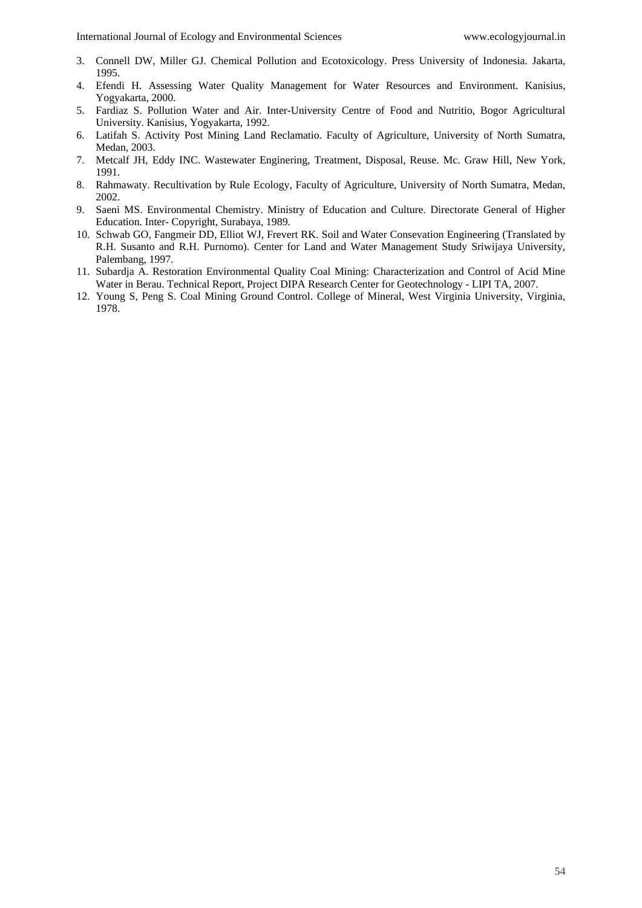3. Connell DW, Miller GJ. Chemical Pollution and Ecotoxicology. Press University of Indonesia. Jakarta, 1995.
4. Efendi H. Assessing Water Quality Management for Water Resources and Environment. Kanisius, Yogyakarta, 2000.
5. Fardiaz S. Pollution Water and Air. Inter-University Centre of Food and Nutritio, Bogor Agricultural University. Kanisius, Yogyakarta, 1992.
6. Latifah S. Activity Post Mining Land Reclamatio. Faculty of Agriculture, University of North Sumatra, Medan, 2003.
7. Metcalf JH, Eddy INC. Wastewater Enginering, Treatment, Disposal, Reuse. Mc. Graw Hill, New York, 1991.
8. Rahmawaty. Recultivation by Rule Ecology, Faculty of Agriculture, University of North Sumatra, Medan, 2002.
9. Saeni MS. Environmental Chemistry. Ministry of Education and Culture. Directorate General of Higher Education. Inter- Copyright, Surabaya, 1989.
10. Schwab GO, Fangmeir DD, Elliot WJ, Frevert RK. Soil and Water Consevation Engineering (Translated by R.H. Susanto and R.H. Purnomo). Center for Land and Water Management Study Sriwijaya University, Palembang, 1997.
11. Subardja A. Restoration Environmental Quality Coal Mining: Characterization and Control of Acid Mine Water in Berau. Technical Report, Project DIPA Research Center for Geotechnology - LIPI TA, 2007.
12. Young S, Peng S. Coal Mining Ground Control. College of Mineral, West Virginia University, Virginia, 1978.